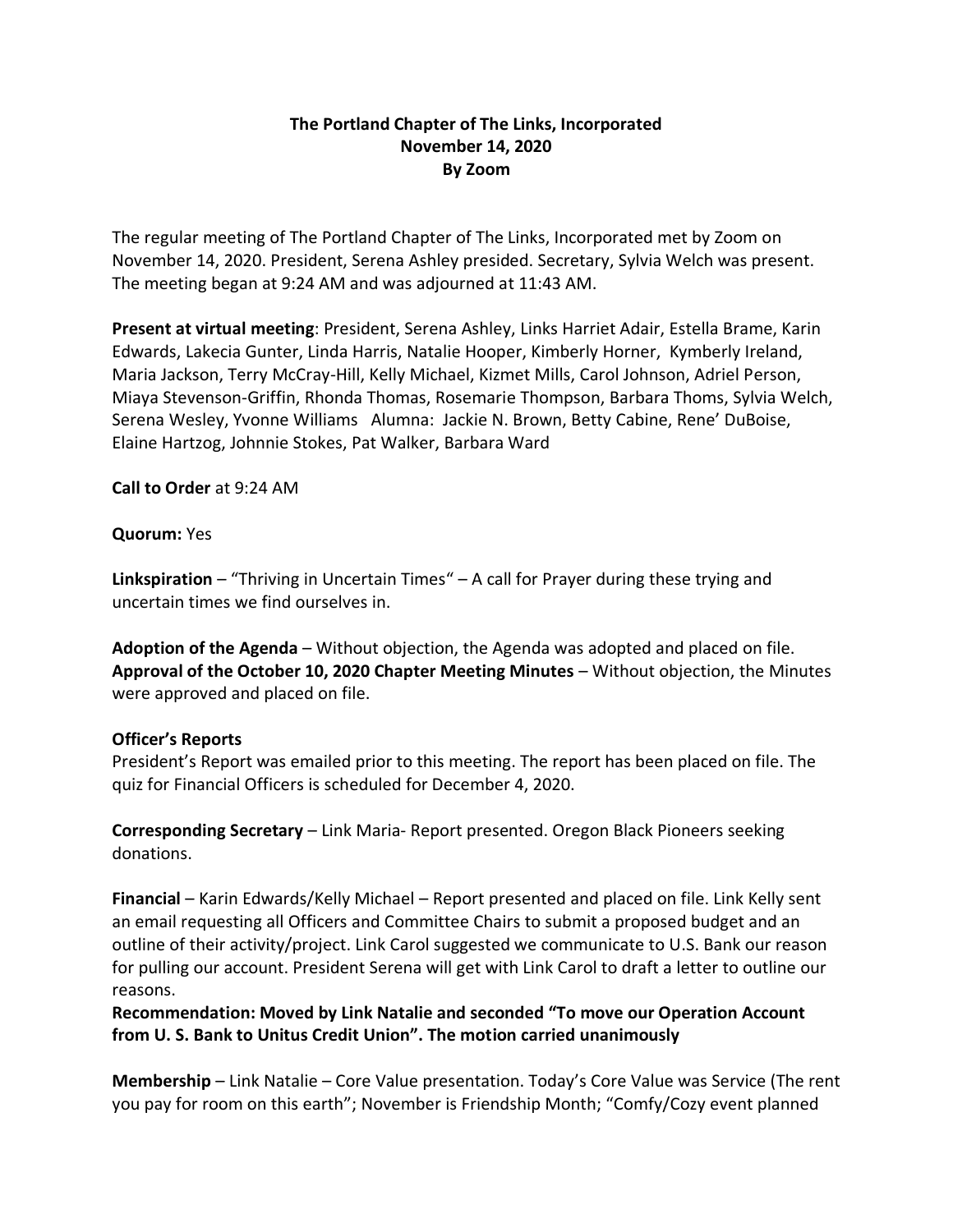**The Portland Chapter of The Links, Incorporated**
**November 14, 2020**
**By Zoom**

The regular meeting of The Portland Chapter of The Links, Incorporated met by Zoom on November 14, 2020. President, Serena Ashley presided. Secretary, Sylvia Welch was present. The meeting began at 9:24 AM and was adjourned at 11:43 AM.

**Present at virtual meeting**: President, Serena Ashley, Links Harriet Adair, Estella Brame, Karin Edwards, Lakecia Gunter, Linda Harris, Natalie Hooper, Kimberly Horner, Kymberly Ireland, Maria Jackson, Terry McCray-Hill, Kelly Michael, Kizmet Mills, Carol Johnson, Adriel Person, Miaya Stevenson-Griffin, Rhonda Thomas, Rosemarie Thompson, Barbara Thoms, Sylvia Welch, Serena Wesley, Yvonne Williams Alumna: Jackie N. Brown, Betty Cabine, Rene' DuBoise, Elaine Hartzog, Johnnie Stokes, Pat Walker, Barbara Ward

**Call to Order** at 9:24 AM

**Quorum:** Yes

**Linkspiration** – "Thriving in Uncertain Times" – A call for Prayer during these trying and uncertain times we find ourselves in.

**Adoption of the Agenda** – Without objection, the Agenda was adopted and placed on file.
**Approval of the October 10, 2020 Chapter Meeting Minutes** – Without objection, the Minutes were approved and placed on file.

**Officer's Reports**
President's Report was emailed prior to this meeting. The report has been placed on file. The quiz for Financial Officers is scheduled for December 4, 2020.

**Corresponding Secretary** – Link Maria- Report presented. Oregon Black Pioneers seeking donations.

**Financial** – Karin Edwards/Kelly Michael – Report presented and placed on file. Link Kelly sent an email requesting all Officers and Committee Chairs to submit a proposed budget and an outline of their activity/project. Link Carol suggested we communicate to U.S. Bank our reason for pulling our account. President Serena will get with Link Carol to draft a letter to outline our reasons.
**Recommendation: Moved by Link Natalie and seconded "To move our Operation Account from U. S. Bank to Unitus Credit Union". The motion carried unanimously**

**Membership** – Link Natalie – Core Value presentation. Today's Core Value was Service (The rent you pay for room on this earth"; November is Friendship Month; "Comfy/Cozy event planned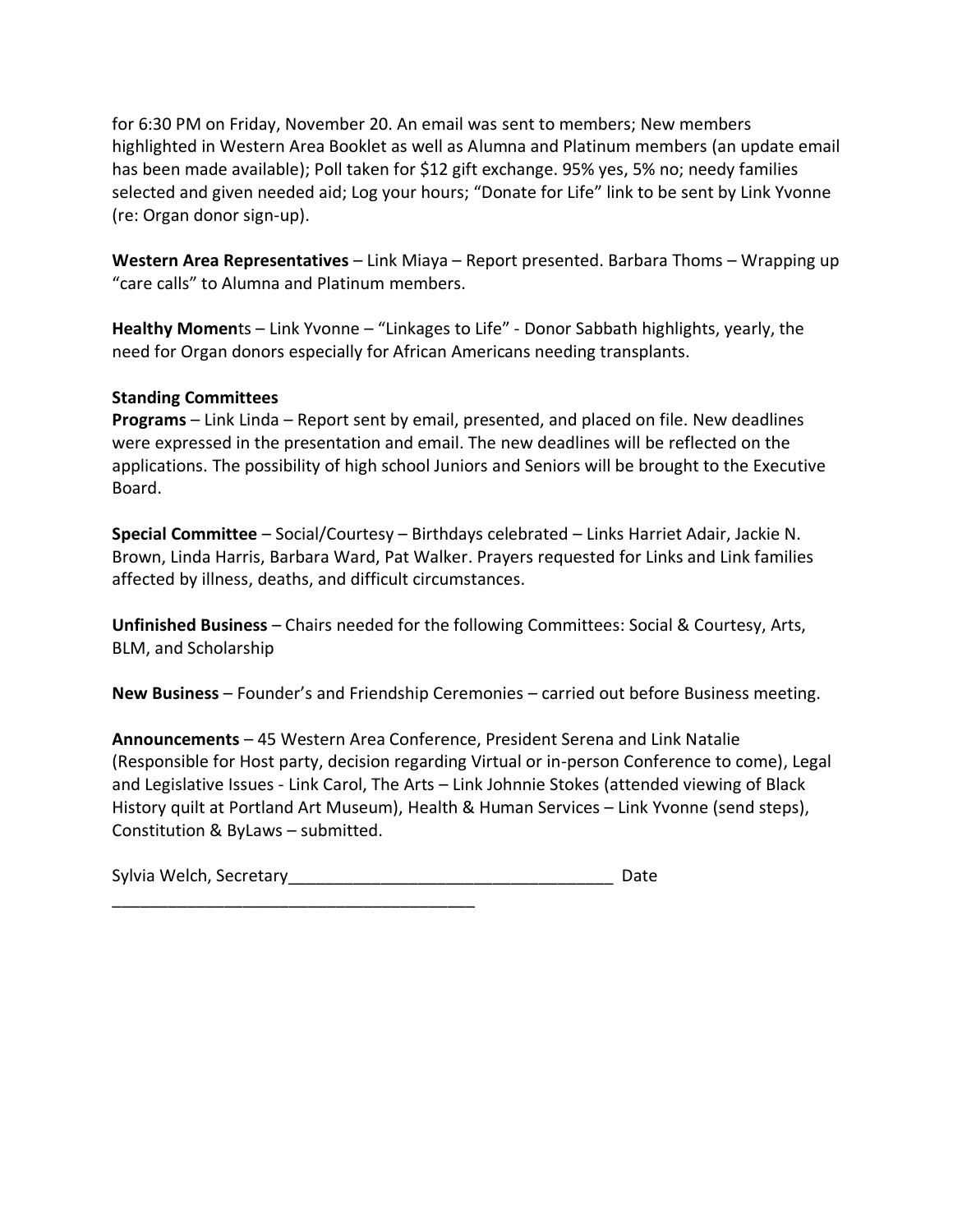for 6:30 PM on Friday, November 20. An email was sent to members; New members highlighted in Western Area Booklet as well as Alumna and Platinum members (an update email has been made available); Poll taken for $12 gift exchange. 95% yes, 5% no; needy families selected and given needed aid; Log your hours; "Donate for Life" link to be sent by Link Yvonne (re: Organ donor sign-up).

**Western Area Representatives** – Link Miaya – Report presented. Barbara Thoms – Wrapping up "care calls" to Alumna and Platinum members.

**Healthy Moments** – Link Yvonne – "Linkages to Life" - Donor Sabbath highlights, yearly, the need for Organ donors especially for African Americans needing transplants.

**Standing Committees**

**Programs** – Link Linda – Report sent by email, presented, and placed on file. New deadlines were expressed in the presentation and email. The new deadlines will be reflected on the applications. The possibility of high school Juniors and Seniors will be brought to the Executive Board.

**Special Committee** – Social/Courtesy – Birthdays celebrated – Links Harriet Adair, Jackie N. Brown, Linda Harris, Barbara Ward, Pat Walker. Prayers requested for Links and Link families affected by illness, deaths, and difficult circumstances.

**Unfinished Business** – Chairs needed for the following Committees: Social & Courtesy, Arts, BLM, and Scholarship

**New Business** – Founder's and Friendship Ceremonies – carried out before Business meeting.

**Announcements** – 45 Western Area Conference, President Serena and Link Natalie (Responsible for Host party, decision regarding Virtual or in-person Conference to come), Legal and Legislative Issues - Link Carol, The Arts – Link Johnnie Stokes (attended viewing of Black History quilt at Portland Art Museum), Health & Human Services – Link Yvonne (send steps), Constitution & ByLaws – submitted.

Sylvia Welch, Secretary___________________________________ Date ________________________________________